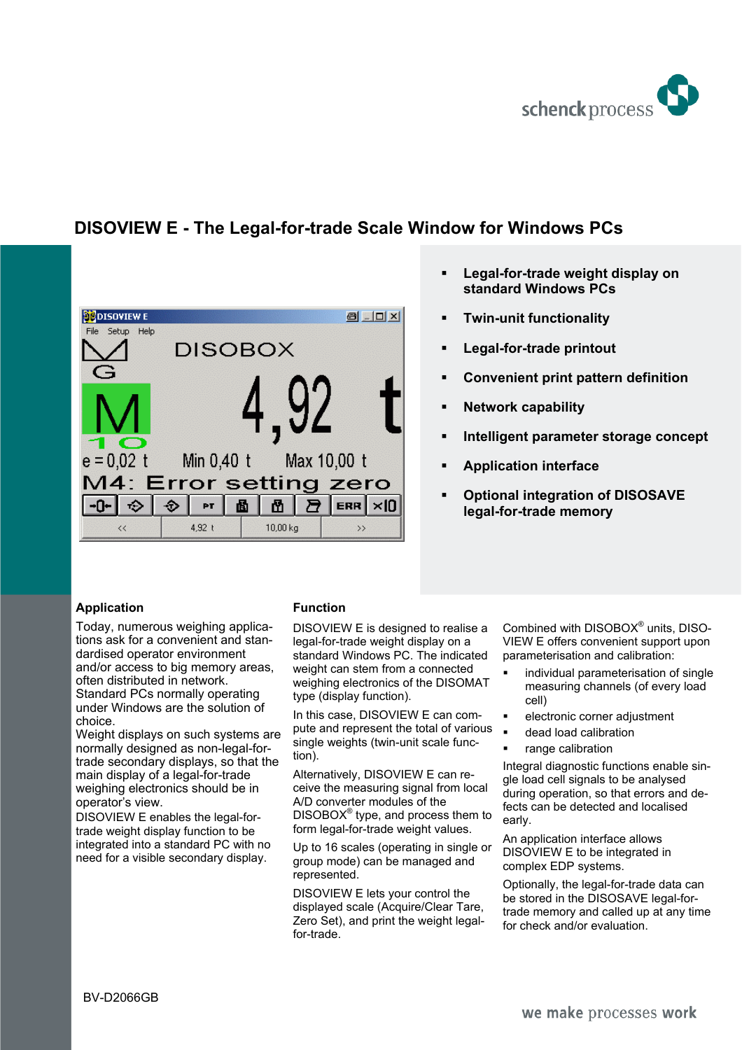# DISOVIEW E - The Legal-for-trade Scale Window for Windows PCs

- **Legal-for-trade weight display on standard Windows PCs**
- **Twin-unit functionality**
- **Legal-for-trade printout**
- **Convenient print pattern definition**
- **Network capability**
- **Intelligent parameter storage concept**
- **Application interface**
- **Optional integration of DISOSAVE legal-for-trade memory**

## Application

Today, numerous weighing applications ask for a convenient and standardised operator environment and/or access to big memory areas, often distributed in network. Standard PCs normally operating under Windows are the solution of choice.
Weight displays on such systems are normally designed as non-legal-for-trade secondary displays, so that the main display of a legal-for-trade weighing electronics should be in operator's view.
DISOVIEW E enables the legal-for-trade weight display function to be integrated into a standard PC with no need for a visible secondary display.

## Function

DISOVIEW E is designed to realise a legal-for-trade weight display on a standard Windows PC. The indicated weight can stem from a connected weighing electronics of the DISOMAT type (display function).

In this case, DISOVIEW E can compute and represent the total of various single weights (twin-unit scale function).

Alternatively, DISOVIEW E can receive the measuring signal from local A/D converter modules of the DISOBOX® type, and process them to form legal-for-trade weight values.

Up to 16 scales (operating in single or group mode) can be managed and represented.

DISOVIEW E lets your control the displayed scale (Acquire/Clear Tare, Zero Set), and print the weight legal-for-trade.

Combined with DISOBOX® units, DISOVIEW E offers convenient support upon parameterisation and calibration:

- individual parameterisation of single measuring channels (of every load cell)
- electronic corner adjustment
- dead load calibration
- range calibration

Integral diagnostic functions enable single load cell signals to be analysed during operation, so that errors and defects can be detected and localised early.

An application interface allows DISOVIEW E to be integrated in complex EDP systems.

Optionally, the legal-for-trade data can be stored in the DISOSAVE legal-for-trade memory and called up at any time for check and/or evaluation.

BV-D2066GB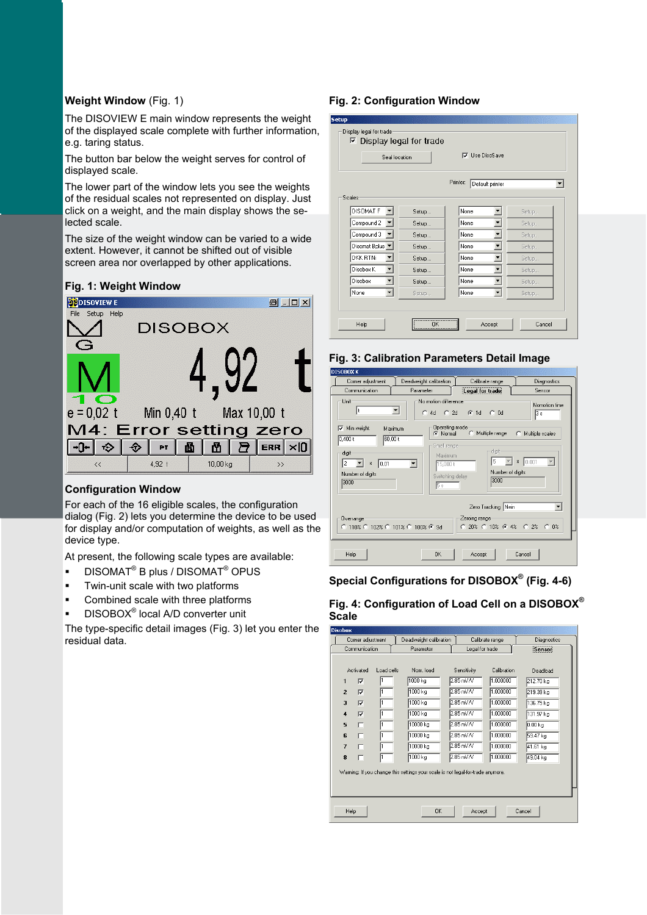**Weight Window** (Fig. 1)

The DISOVIEW E main window represents the weight of the displayed scale complete with further information, e.g. taring status.

The button bar below the weight serves for control of displayed scale.

The lower part of the window lets you see the weights of the residual scales not represented on display. Just click on a weight, and the main display shows the selected scale.

The size of the weight window can be varied to a wide extent. However, it cannot be shifted out of visible screen area nor overlapped by other applications.

**Fig. 1: Weight Window**

### Configuration Window

For each of the 16 eligible scales, the configuration dialog (Fig. 2) lets you determine the device to be used for display and/or computation of weights, as well as the device type.

At present, the following scale types are available:

- DISOMAT® B plus / DISOMAT® OPUS
- Twin-unit scale with two platforms
- Combined scale with three platforms
- DISOBOX® local A/D converter unit

The type-specific detail images (Fig. 3) let you enter the residual data.

**Fig. 2: Configuration Window**

**Fig. 3: Calibration Parameters Detail Image**

### Special Configurations for DISOBOX® (Fig. 4-6)

**Fig. 4: Configuration of Load Cell on a DISOBOX® Scale**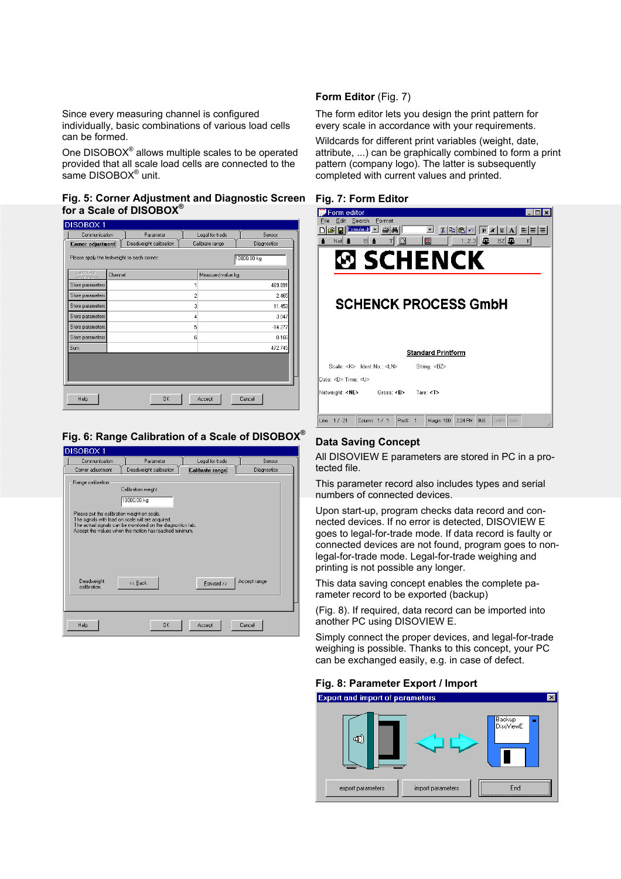Since every measuring channel is configured individually, basic combinations of various load cells can be formed.

One DISOBOX® allows multiple scales to be operated provided that all scale load cells are connected to the same DISOBOX® unit.

### Fig. 5: Corner Adjustment and Diagnostic Screen for a Scale of DISOBOX®

### Fig. 6: Range Calibration of a Scale of DISOBOX®

### Form Editor (Fig. 7)

The form editor lets you design the print pattern for every scale in accordance with your requirements.

Wildcards for different print variables (weight, date, attribute, ...) can be graphically combined to form a print pattern (company logo). The latter is subsequently completed with current values and printed.

### Fig. 7: Form Editor

### Data Saving Concept

All DISOVIEW E parameters are stored in PC in a protected file.

This parameter record also includes types and serial numbers of connected devices.

Upon start-up, program checks data record and connected devices. If no error is detected, DISOVIEW E goes to legal-for-trade mode. If data record is faulty or connected devices are not found, program goes to non-legal-for-trade mode. Legal-for-trade weighing and printing is not possible any longer.

This data saving concept enables the complete parameter record to be exported (backup)

(Fig. 8). If required, data record can be imported into another PC using DISOVIEW E.

Simply connect the proper devices, and legal-for-trade weighing is possible. Thanks to this concept, your PC can be exchanged easily, e.g. in case of defect.

### Fig. 8: Parameter Export / Import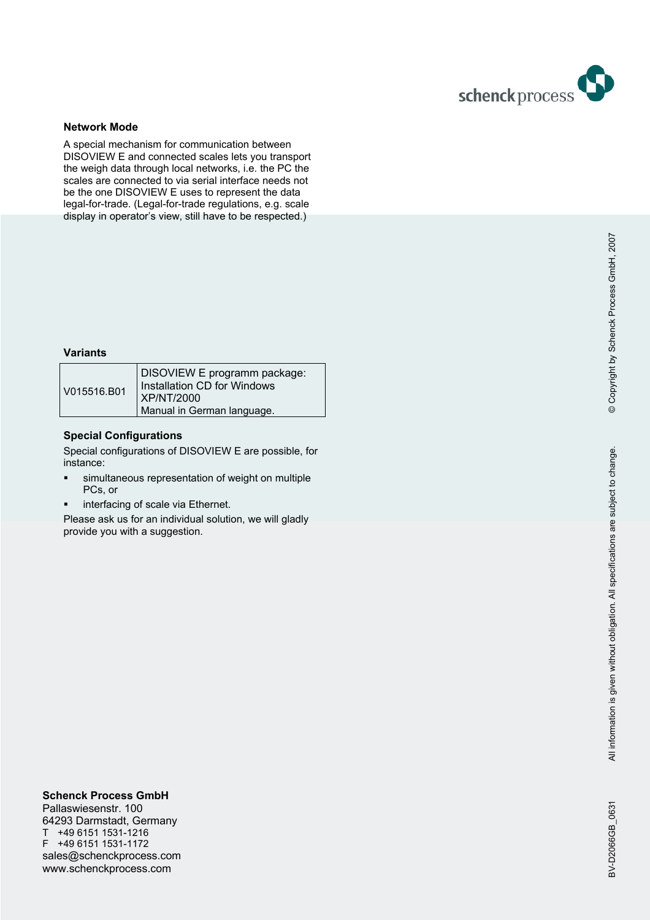## Network Mode

A special mechanism for communication between DISOVIEW E and connected scales lets you transport the weigh data through local networks, i.e. the PC the scales are connected to via serial interface needs not be the one DISOVIEW E uses to represent the data legal-for-trade. (Legal-for-trade regulations, e.g. scale display in operator's view, still have to be respected.)

## Variants

| V015516.B01 | DISOVIEW E programm package: Installation CD for Windows XP/NT/2000 Manual in German language. |
|---|---|

## Special Configurations

Special configurations of DISOVIEW E are possible, for instance:

- simultaneous representation of weight on multiple PCs, or
- interfacing of scale via Ethernet.

Please ask us for an individual solution, we will gladly provide you with a suggestion.

**Schenck Process GmbH**
Pallaswiesenstr. 100
64293 Darmstadt, Germany
T +49 6151 1531-1216
F +49 6151 1531-1172
sales@schenckprocess.com
www.schenckprocess.com

© Copyright by Schenck Process GmbH, 2007

All information is given without obligation. All specifications are subject to change.

BV-D2066GB_0631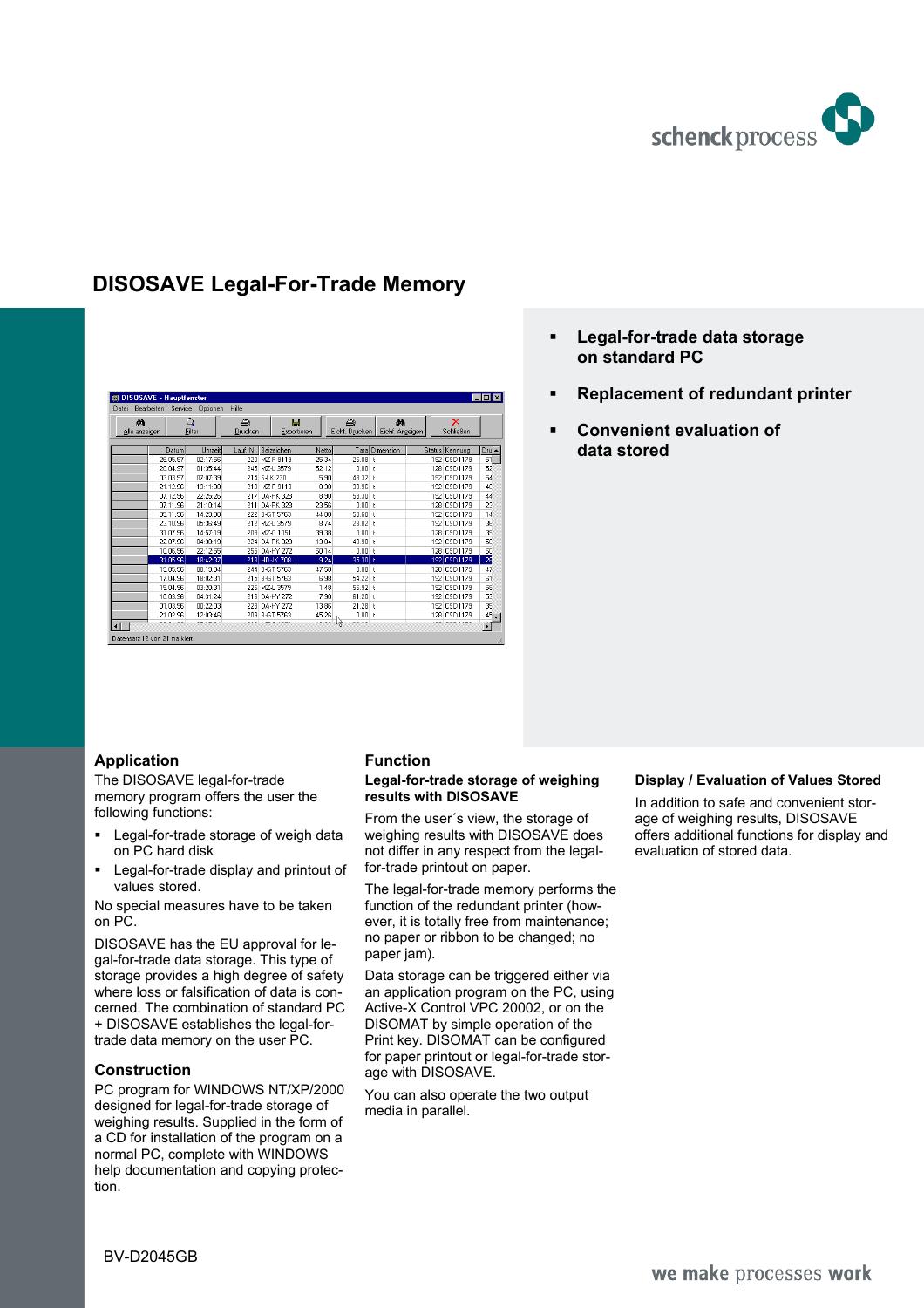# DISOSAVE Legal-For-Trade Memory

- **Legal-for-trade data storage on standard PC**
- **Replacement of redundant printer**
- **Convenient evaluation of data stored**

## Application

The DISOSAVE legal-for-trade memory program offers the user the following functions:

- Legal-for-trade storage of weigh data on PC hard disk
- Legal-for-trade display and printout of values stored.

No special measures have to be taken on PC.

DISOSAVE has the EU approval for legal-for-trade data storage. This type of storage provides a high degree of safety where loss or falsification of data is concerned. The combination of standard PC + DISOSAVE establishes the legal-for-trade data memory on the user PC.

## Construction

PC program for WINDOWS NT/XP/2000 designed for legal-for-trade storage of weighing results. Supplied in the form of a CD for installation of the program on a normal PC, complete with WINDOWS help documentation and copying protection.

## Function

### Legal-for-trade storage of weighing results with DISOSAVE

From the user´s view, the storage of weighing results with DISOSAVE does not differ in any respect from the legal-for-trade printout on paper.

The legal-for-trade memory performs the function of the redundant printer (however, it is totally free from maintenance; no paper or ribbon to be changed; no paper jam).

Data storage can be triggered either via an application program on the PC, using Active-X Control VPC 20002, or on the DISOMAT by simple operation of the Print key. DISOMAT can be configured for paper printout or legal-for-trade storage with DISOSAVE.

You can also operate the two output media in parallel.

### Display / Evaluation of Values Stored

In addition to safe and convenient storage of weighing results, DISOSAVE offers additional functions for display and evaluation of stored data.

BV-D2045GB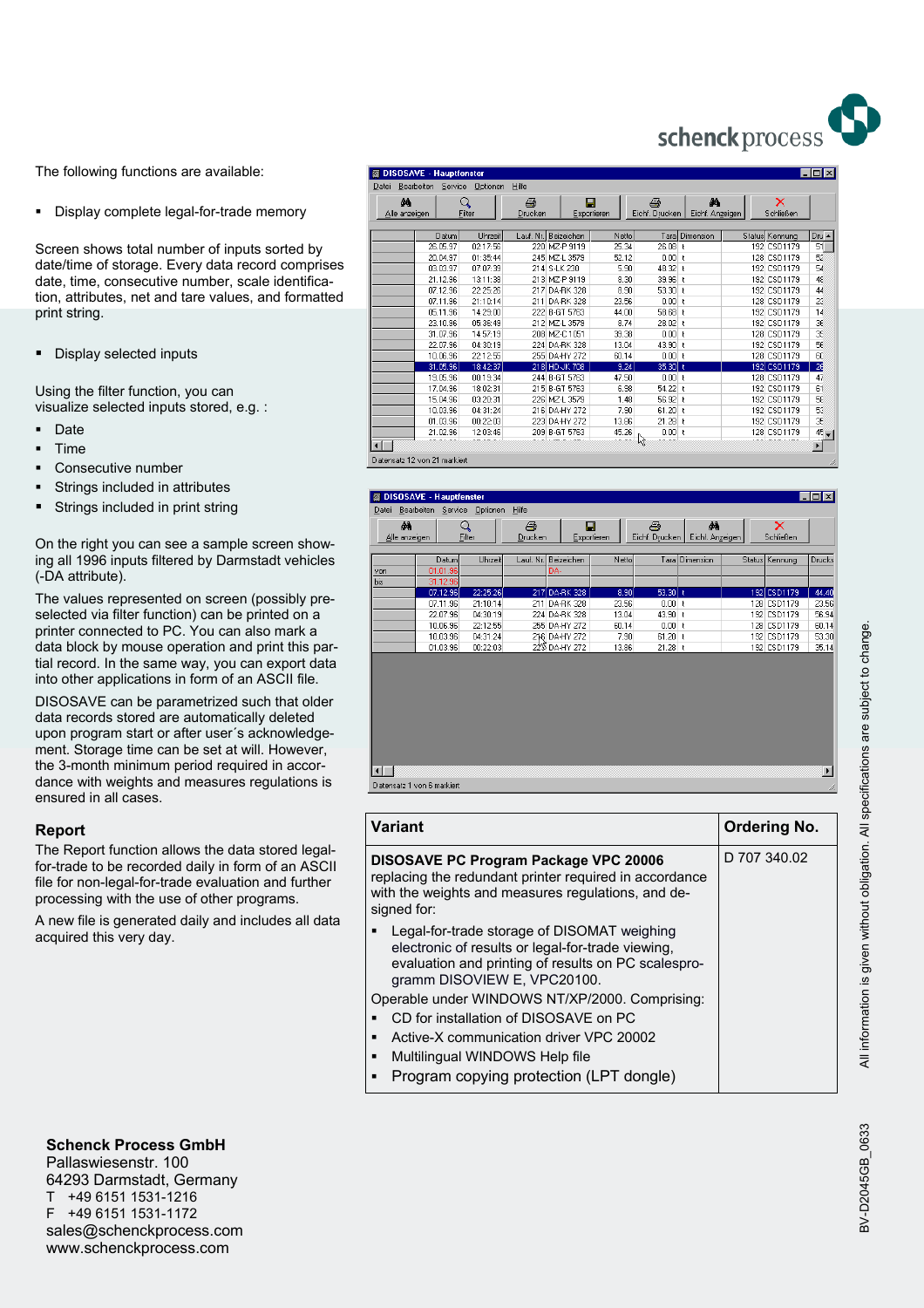The following functions are available:

- Display complete legal-for-trade memory

Screen shows total number of inputs sorted by date/time of storage. Every data record comprises date, time, consecutive number, scale identification, attributes, net and tare values, and formatted print string.

- Display selected inputs

Using the filter function, you can visualize selected inputs stored, e.g. :

- Date
- Time
- Consecutive number
- Strings included in attributes
- Strings included in print string

On the right you can see a sample screen showing all 1996 inputs filtered by Darmstadt vehicles (-DA attribute).

The values represented on screen (possibly preselected via filter function) can be printed on a printer connected to PC. You can also mark a data block by mouse operation and print this partial record. In the same way, you can export data into other applications in form of an ASCII file.

DISOSAVE can be parametrized such that older data records stored are automatically deleted upon program start or after user´s acknowledgement. Storage time can be set at will. However, the 3-month minimum period required in accordance with weights and measures regulations is ensured in all cases.

## Report

The Report function allows the data stored legal-for-trade to be recorded daily in form of an ASCII file for non-legal-for-trade evaluation and further processing with the use of other programs.

A new file is generated daily and includes all data acquired this very day.

| Variant | Ordering No. |
|---|---|
| **DISOSAVE PC Program Package VPC 20006**<br>replacing the redundant printer required in accordance with the weights and measures regulations, and designed for:<br>▪ Legal-for-trade storage of DISOMAT weighing electronic of results or legal-for-trade viewing, evaluation and printing of results on PC scalesprogramm DISOVIEW E, VPC20100.<br>Operable under WINDOWS NT/XP/2000. Comprising:<br>▪ CD for installation of DISOSAVE on PC<br>▪ Active-X communication driver VPC 20002<br>▪ Multilingual WINDOWS Help file<br>▪ Program copying protection (LPT dongle) | D 707 340.02 |

**Schenck Process GmbH**
Pallaswiesenstr. 100
64293 Darmstadt, Germany
T +49 6151 1531-1216
F +49 6151 1531-1172
sales@schenckprocess.com
www.schenckprocess.com

All information is given without obligation. All specifications are subject to change.

BV-D2045GB_0633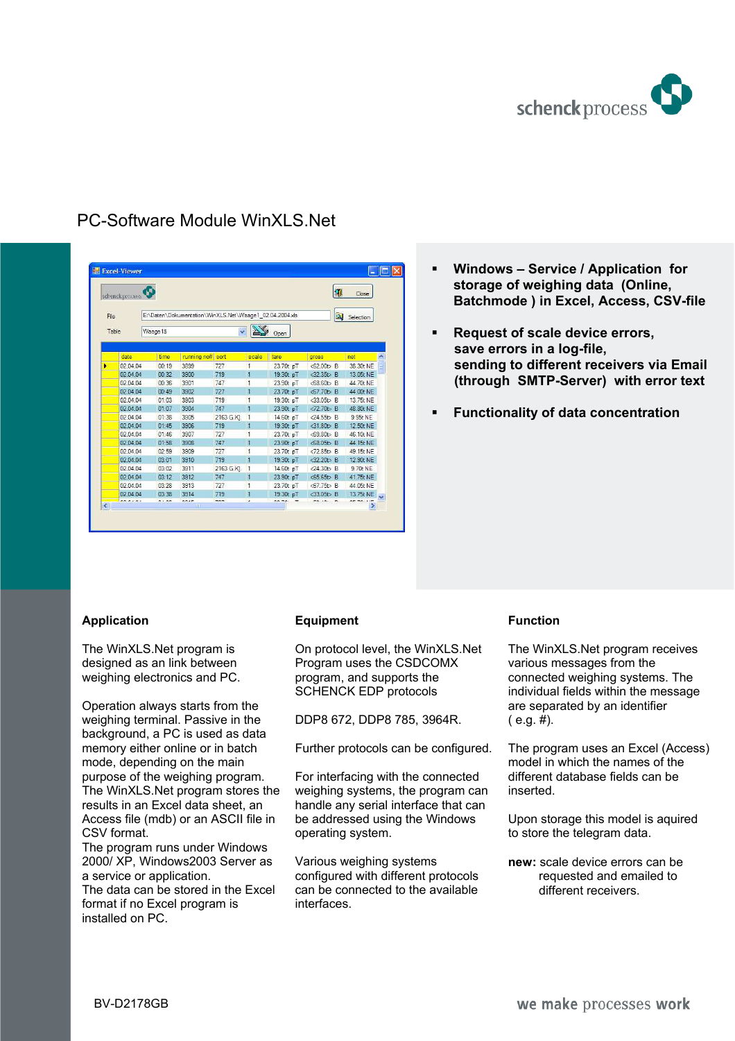# PC-Software Module WinXLS.Net

- **Windows – Service / Application for storage of weighing data (Online, Batchmode ) in Excel, Access, CSV-file**
- **Request of scale device errors, save errors in a log-file, sending to different receivers via Email (through SMTP-Server) with error text**
- **Functionality of data concentration**

## Application

The WinXLS.Net program is designed as an link between weighing electronics and PC.

Operation always starts from the weighing terminal. Passive in the background, a PC is used as data memory either online or in batch mode, depending on the main purpose of the weighing program. The WinXLS.Net program stores the results in an Excel data sheet, an Access file (mdb) or an ASCII file in CSV format.
The program runs under Windows 2000/ XP, Windows2003 Server as a service or application.
The data can be stored in the Excel format if no Excel program is installed on PC.

## Equipment

On protocol level, the WinXLS.Net Program uses the CSDCOMX program, and supports the SCHENCK EDP protocols

DDP8 672, DDP8 785, 3964R.

Further protocols can be configured.

For interfacing with the connected weighing systems, the program can handle any serial interface that can be addressed using the Windows operating system.

Various weighing systems configured with different protocols can be connected to the available interfaces.

## Function

The WinXLS.Net program receives various messages from the connected weighing systems. The individual fields within the message are separated by an identifier ( e.g. #).

The program uses an Excel (Access) model in which the names of the different database fields can be inserted.

Upon storage this model is aquired to store the telegram data.

**new:** scale device errors can be requested and emailed to different receivers.

BV-D2178GB

we make processes work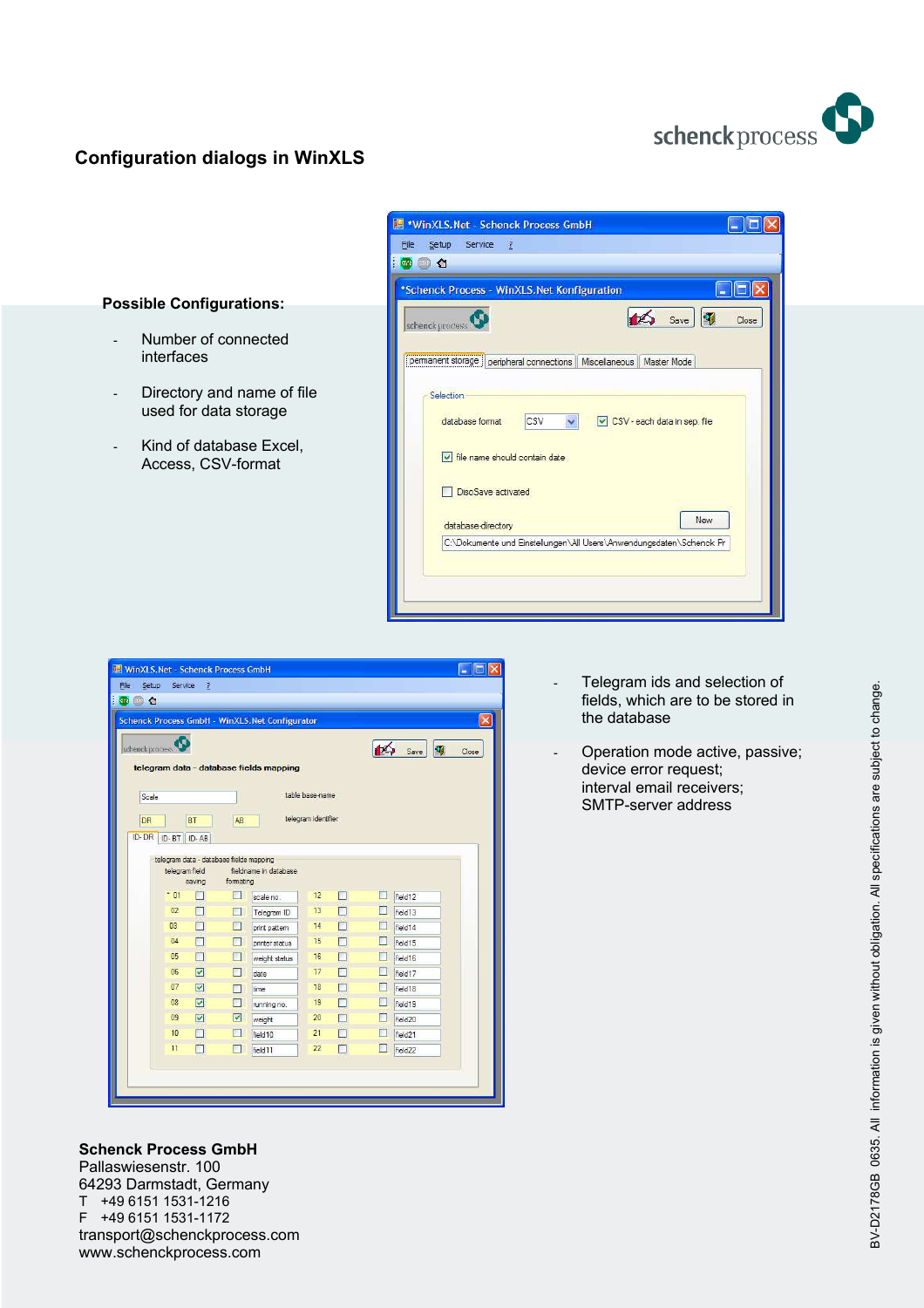## Configuration dialogs in WinXLS

**Possible Configurations:**

- Number of connected interfaces
- Directory and name of file used for data storage
- Kind of database Excel, Access, CSV-format

- Telegram ids and selection of fields, which are to be stored in the database
- Operation mode active, passive; device error request; interval email receivers; SMTP-server address

**Schenck Process GmbH**
Pallaswiesenstr. 100
64293 Darmstadt, Germany
T +49 6151 1531-1216
F +49 6151 1531-1172
transport@schenckprocess.com
www.schenckprocess.com

BV-D2178GB 0635. All information is given without obligation. All specifications are subject to change.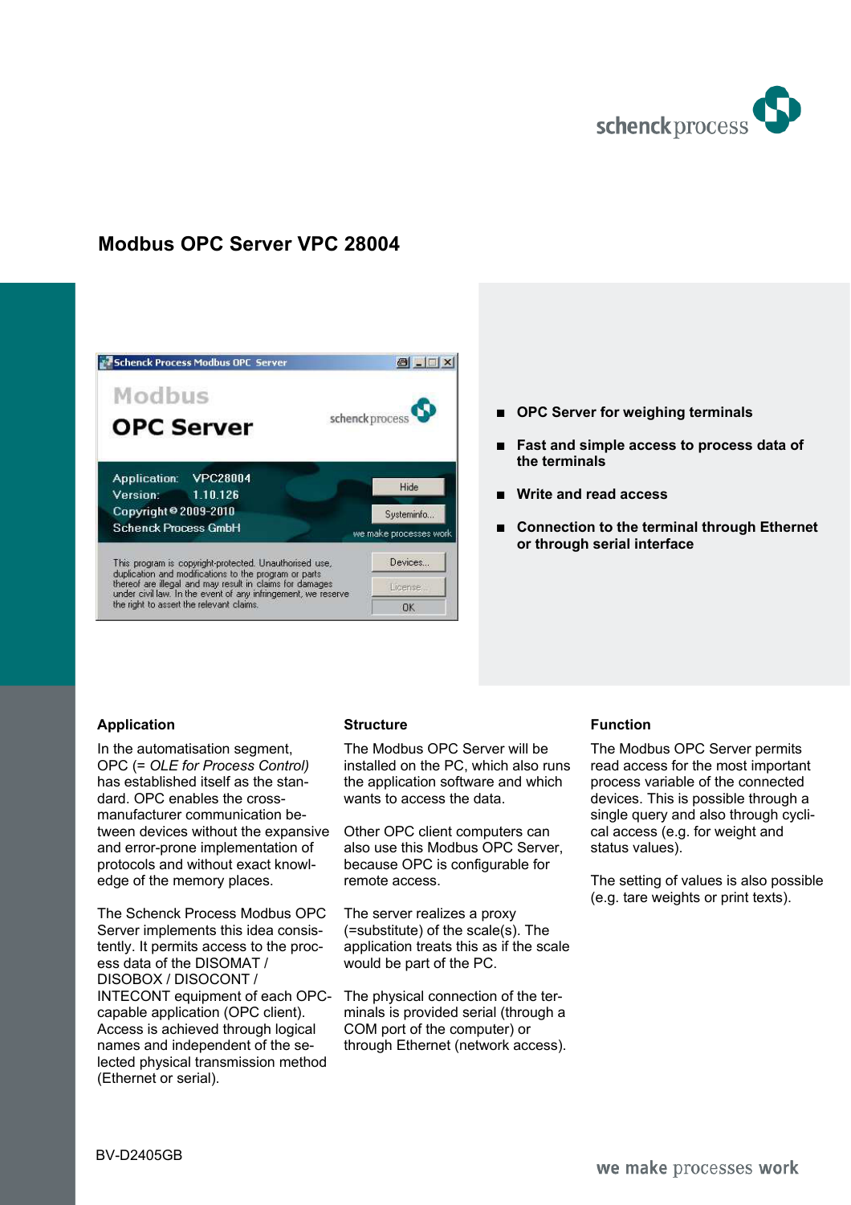# Modbus OPC Server VPC 28004

- **OPC Server for weighing terminals**
- **Fast and simple access to process data of the terminals**
- **Write and read access**
- **Connection to the terminal through Ethernet or through serial interface**

### Application

In the automatisation segment, OPC (= *OLE for Process Control)* has established itself as the standard. OPC enables the cross-manufacturer communication between devices without the expansive and error-prone implementation of protocols and without exact knowledge of the memory places.

The Schenck Process Modbus OPC Server implements this idea consistently. It permits access to the process data of the DISOMAT / DISOBOX / DISOCONT / INTECONT equipment of each OPC-capable application (OPC client). Access is achieved through logical names and independent of the selected physical transmission method (Ethernet or serial).

### Structure

The Modbus OPC Server will be installed on the PC, which also runs the application software and which wants to access the data.

Other OPC client computers can also use this Modbus OPC Server, because OPC is configurable for remote access.

The server realizes a proxy (=substitute) of the scale(s). The application treats this as if the scale would be part of the PC.

The physical connection of the terminals is provided serial (through a COM port of the computer) or through Ethernet (network access).

### Function

The Modbus OPC Server permits read access for the most important process variable of the connected devices. This is possible through a single query and also through cyclical access (e.g. for weight and status values).

The setting of values is also possible (e.g. tare weights or print texts).

BV-D2405GB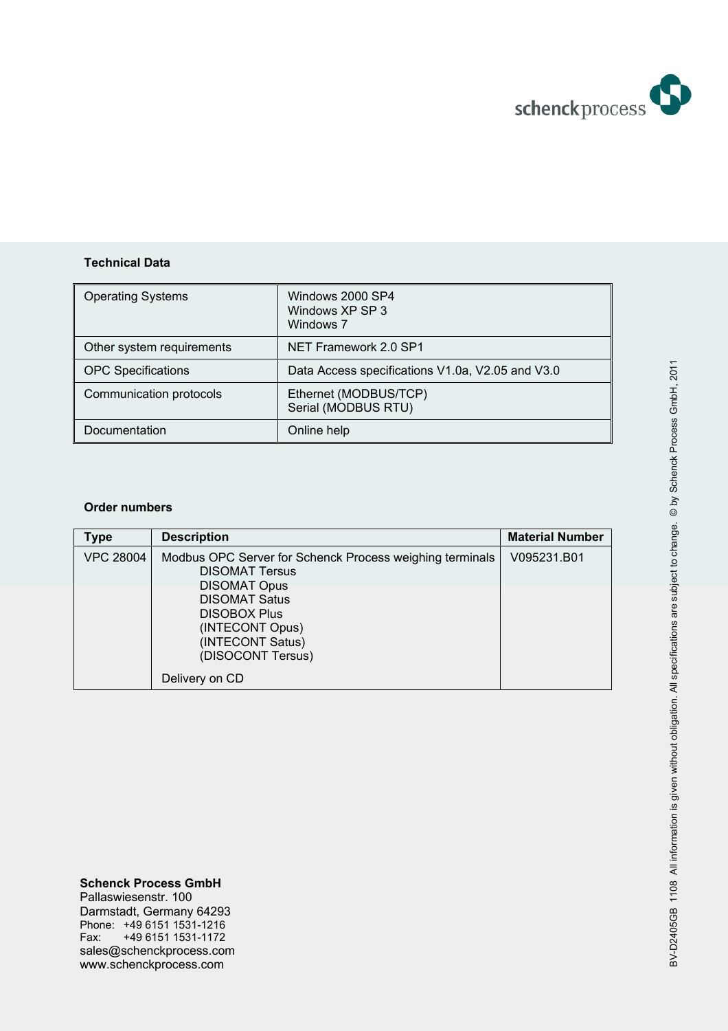### Technical Data

| | |
|---|---|
| Operating Systems | Windows 2000 SP4<br>Windows XP SP 3<br>Windows 7 |
| Other system requirements | NET Framework 2.0 SP1 |
| OPC Specifications | Data Access specifications V1.0a, V2.05 and V3.0 |
| Communication protocols | Ethernet (MODBUS/TCP)<br>Serial (MODBUS RTU) |
| Documentation | Online help |

### Order numbers

| Type | Description | Material Number |
|---|---|---|
| VPC 28004 | Modbus OPC Server for Schenck Process weighing terminals<br>DISOMAT Tersus<br>DISOMAT Opus<br>DISOMAT Satus<br>DISOBOX Plus<br>(INTECONT Opus)<br>(INTECONT Satus)<br>(DISOCONT Tersus)<br><br>Delivery on CD | V095231.B01 |

**Schenck Process GmbH**
Pallaswiesenstr. 100
Darmstadt, Germany 64293
Phone: +49 6151 1531-1216
Fax: +49 6151 1531-1172
sales@schenckprocess.com
www.schenckprocess.com

BV-D2405GB 1108 All information is given without obligation. All specifications are subject to change. © by Schenck Process GmbH, 2011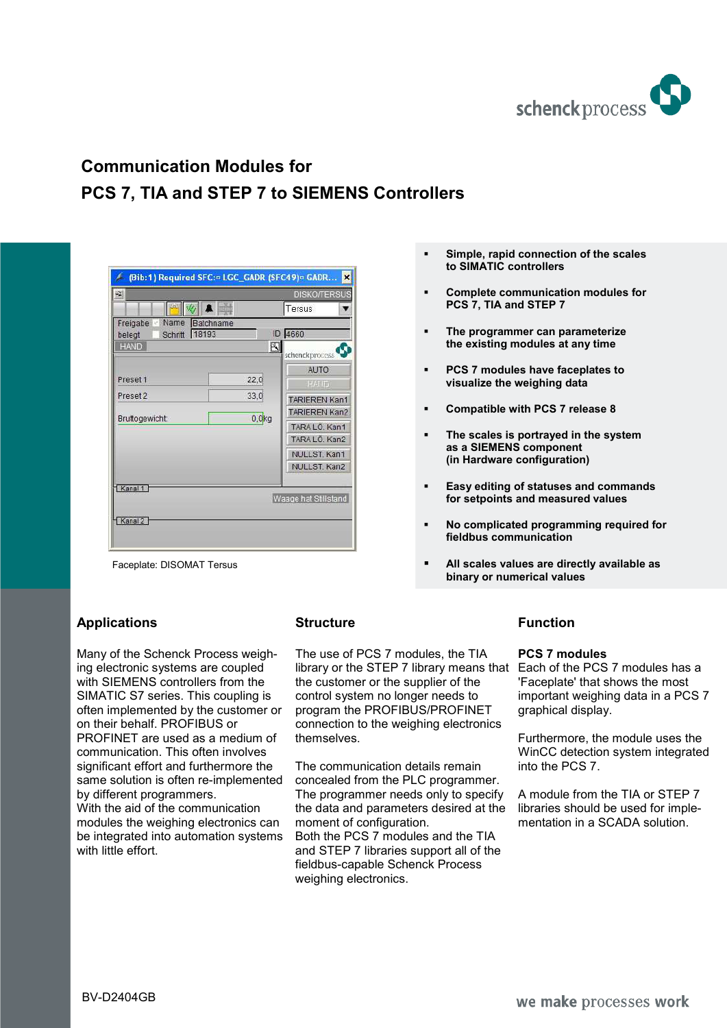# Communication Modules for PCS 7, TIA and STEP 7 to SIEMENS Controllers

Faceplate: DISOMAT Tersus

- **Simple, rapid connection of the scales to SIMATIC controllers**
- **Complete communication modules for PCS 7, TIA and STEP 7**
- **The programmer can parameterize the existing modules at any time**
- **PCS 7 modules have faceplates to visualize the weighing data**
- **Compatible with PCS 7 release 8**
- **The scales is portrayed in the system as a SIEMENS component (in Hardware configuration)**
- **Easy editing of statuses and commands for setpoints and measured values**
- **No complicated programming required for fieldbus communication**
- **All scales values are directly available as binary or numerical values**

## Applications

Many of the Schenck Process weighing electronic systems are coupled with SIEMENS controllers from the SIMATIC S7 series. This coupling is often implemented by the customer or on their behalf. PROFIBUS or PROFINET are used as a medium of communication. This often involves significant effort and furthermore the same solution is often re-implemented by different programmers.
With the aid of the communication modules the weighing electronics can be integrated into automation systems with little effort.

## Structure

The use of PCS 7 modules, the TIA library or the STEP 7 library means that the customer or the supplier of the control system no longer needs to program the PROFIBUS/PROFINET connection to the weighing electronics themselves.

The communication details remain concealed from the PLC programmer. The programmer needs only to specify the data and parameters desired at the moment of configuration.
Both the PCS 7 modules and the TIA and STEP 7 libraries support all of the fieldbus-capable Schenck Process weighing electronics.

## Function

**PCS 7 modules**
Each of the PCS 7 modules has a 'Faceplate' that shows the most important weighing data in a PCS 7 graphical display.

Furthermore, the module uses the WinCC detection system integrated into the PCS 7.

A module from the TIA or STEP 7 libraries should be used for implementation in a SCADA solution.

BV-D2404GB